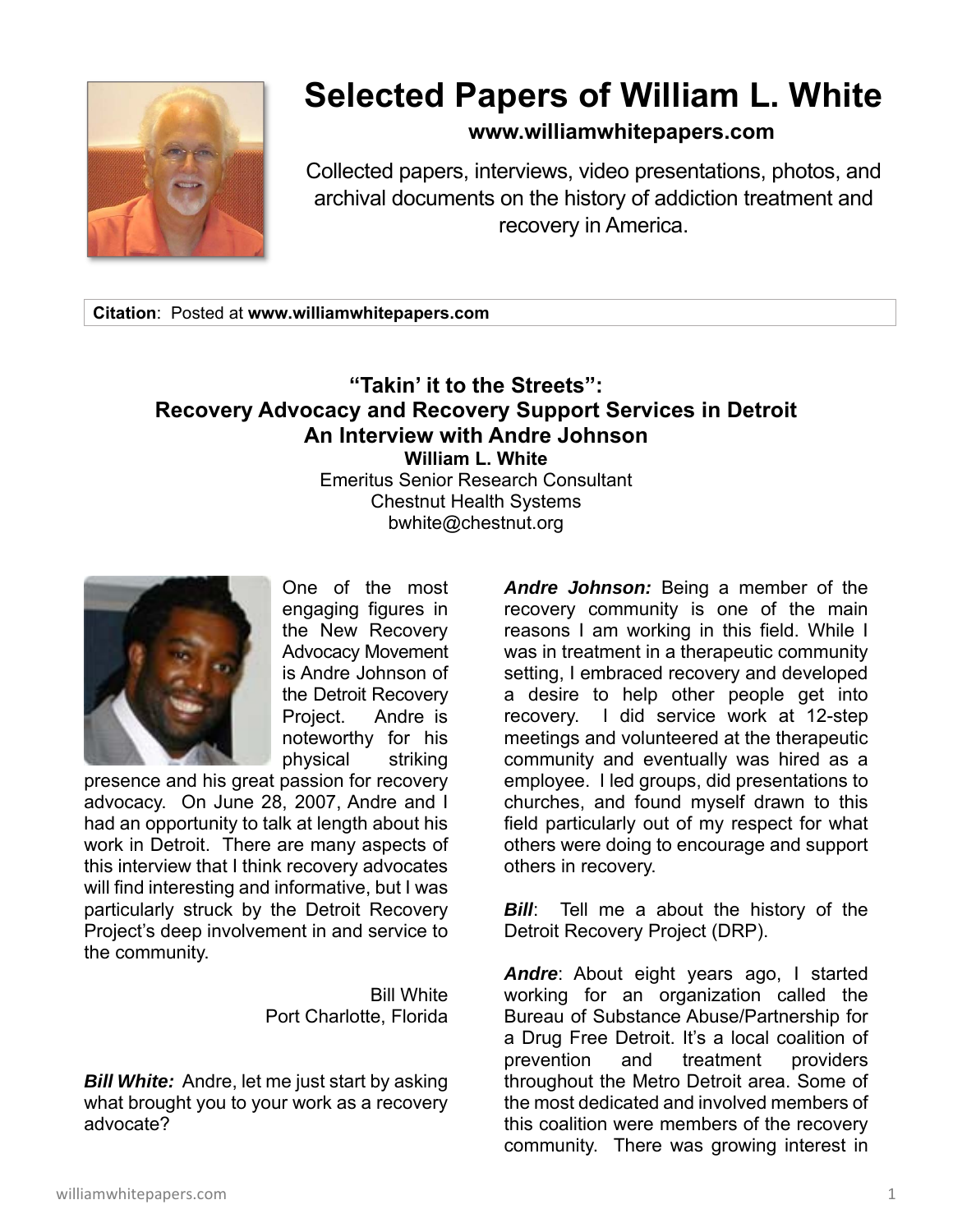# Selected Papers of William L. White

**www.williamwhitepapers.com**

Collected papers, interviews, video presentations, photos, and archival documents on the history of addiction treatment and recovery in America.

**Citation**: Posted at **www.williamwhitepapers.com**

## "Takin' it to the Streets": Recovery Advocacy and Recovery Support Services in Detroit An Interview with Andre Johnson

**William L. White**
Emeritus Senior Research Consultant
Chestnut Health Systems
bwhite@chestnut.org

One of the most engaging figures in the New Recovery Advocacy Movement is Andre Johnson of the Detroit Recovery Project. Andre is noteworthy for his physical striking presence and his great passion for recovery advocacy. On June 28, 2007, Andre and I had an opportunity to talk at length about his work in Detroit. There are many aspects of this interview that I think recovery advocates will find interesting and informative, but I was particularly struck by the Detroit Recovery Project's deep involvement in and service to the community.

Bill White
Port Charlotte, Florida

***Bill White:*** Andre, let me just start by asking what brought you to your work as a recovery advocate?

***Andre Johnson:*** Being a member of the recovery community is one of the main reasons I am working in this field. While I was in treatment in a therapeutic community setting, I embraced recovery and developed a desire to help other people get into recovery. I did service work at 12-step meetings and volunteered at the therapeutic community and eventually was hired as a employee. I led groups, did presentations to churches, and found myself drawn to this field particularly out of my respect for what others were doing to encourage and support others in recovery.

***Bill***: Tell me a about the history of the Detroit Recovery Project (DRP).

***Andre***: About eight years ago, I started working for an organization called the Bureau of Substance Abuse/Partnership for a Drug Free Detroit. It's a local coalition of prevention and treatment providers throughout the Metro Detroit area. Some of the most dedicated and involved members of this coalition were members of the recovery community. There was growing interest in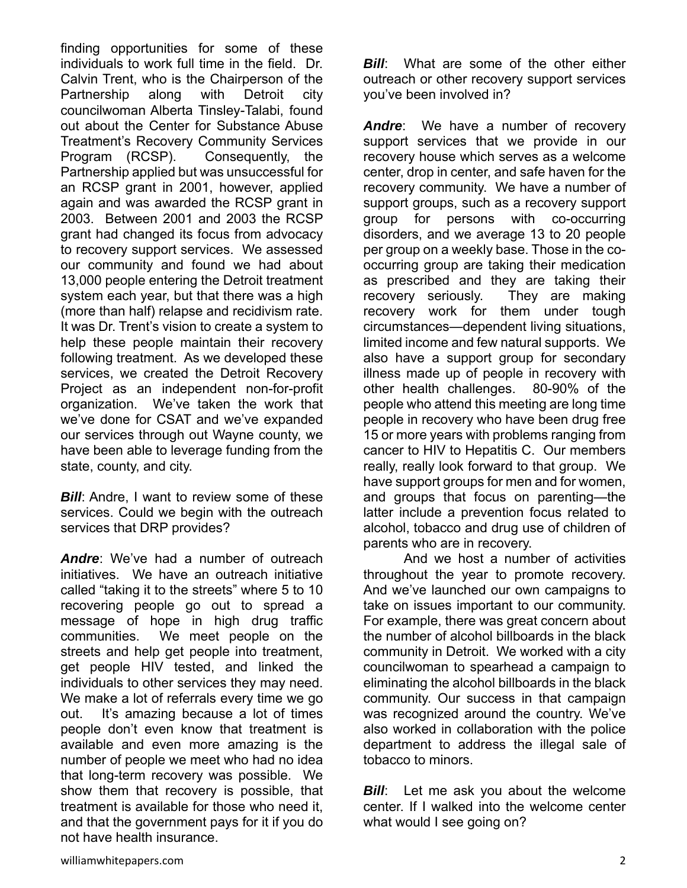finding opportunities for some of these individuals to work full time in the field. Dr. Calvin Trent, who is the Chairperson of the Partnership along with Detroit city councilwoman Alberta Tinsley-Talabi, found out about the Center for Substance Abuse Treatment's Recovery Community Services Program (RCSP). Consequently, the Partnership applied but was unsuccessful for an RCSP grant in 2001, however, applied again and was awarded the RCSP grant in 2003. Between 2001 and 2003 the RCSP grant had changed its focus from advocacy to recovery support services. We assessed our community and found we had about 13,000 people entering the Detroit treatment system each year, but that there was a high (more than half) relapse and recidivism rate. It was Dr. Trent's vision to create a system to help these people maintain their recovery following treatment. As we developed these services, we created the Detroit Recovery Project as an independent non-for-profit organization. We've taken the work that we've done for CSAT and we've expanded our services through out Wayne county, we have been able to leverage funding from the state, county, and city.

***Bill***: Andre, I want to review some of these services. Could we begin with the outreach services that DRP provides?

***Andre***: We've had a number of outreach initiatives. We have an outreach initiative called "taking it to the streets" where 5 to 10 recovering people go out to spread a message of hope in high drug traffic communities. We meet people on the streets and help get people into treatment, get people HIV tested, and linked the individuals to other services they may need. We make a lot of referrals every time we go out. It's amazing because a lot of times people don't even know that treatment is available and even more amazing is the number of people we meet who had no idea that long-term recovery was possible. We show them that recovery is possible, that treatment is available for those who need it, and that the government pays for it if you do not have health insurance.

***Bill***: What are some of the other either outreach or other recovery support services you've been involved in?

***Andre***: We have a number of recovery support services that we provide in our recovery house which serves as a welcome center, drop in center, and safe haven for the recovery community. We have a number of support groups, such as a recovery support group for persons with co-occurring disorders, and we average 13 to 20 people per group on a weekly base. Those in the co-occurring group are taking their medication as prescribed and they are taking their recovery seriously. They are making recovery work for them under tough circumstances—dependent living situations, limited income and few natural supports. We also have a support group for secondary illness made up of people in recovery with other health challenges. 80-90% of the people who attend this meeting are long time people in recovery who have been drug free 15 or more years with problems ranging from cancer to HIV to Hepatitis C. Our members really, really look forward to that group. We have support groups for men and for women, and groups that focus on parenting—the latter include a prevention focus related to alcohol, tobacco and drug use of children of parents who are in recovery.

And we host a number of activities throughout the year to promote recovery. And we've launched our own campaigns to take on issues important to our community. For example, there was great concern about the number of alcohol billboards in the black community in Detroit. We worked with a city councilwoman to spearhead a campaign to eliminating the alcohol billboards in the black community. Our success in that campaign was recognized around the country. We've also worked in collaboration with the police department to address the illegal sale of tobacco to minors.

***Bill***: Let me ask you about the welcome center. If I walked into the welcome center what would I see going on?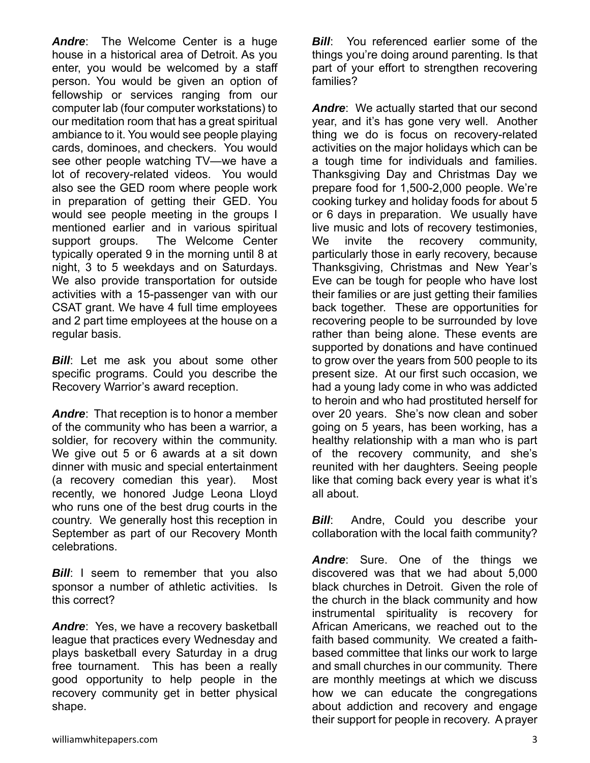***Andre***: The Welcome Center is a huge house in a historical area of Detroit. As you enter, you would be welcomed by a staff person. You would be given an option of fellowship or services ranging from our computer lab (four computer workstations) to our meditation room that has a great spiritual ambiance to it. You would see people playing cards, dominoes, and checkers. You would see other people watching TV—we have a lot of recovery-related videos. You would also see the GED room where people work in preparation of getting their GED. You would see people meeting in the groups I mentioned earlier and in various spiritual support groups. The Welcome Center typically operated 9 in the morning until 8 at night, 3 to 5 weekdays and on Saturdays. We also provide transportation for outside activities with a 15-passenger van with our CSAT grant. We have 4 full time employees and 2 part time employees at the house on a regular basis.

***Bill***: Let me ask you about some other specific programs. Could you describe the Recovery Warrior's award reception.

***Andre***: That reception is to honor a member of the community who has been a warrior, a soldier, for recovery within the community. We give out 5 or 6 awards at a sit down dinner with music and special entertainment (a recovery comedian this year). Most recently, we honored Judge Leona Lloyd who runs one of the best drug courts in the country. We generally host this reception in September as part of our Recovery Month celebrations.

***Bill***: I seem to remember that you also sponsor a number of athletic activities. Is this correct?

***Andre***: Yes, we have a recovery basketball league that practices every Wednesday and plays basketball every Saturday in a drug free tournament. This has been a really good opportunity to help people in the recovery community get in better physical shape.

***Bill***: You referenced earlier some of the things you're doing around parenting. Is that part of your effort to strengthen recovering families?

***Andre***: We actually started that our second year, and it's has gone very well. Another thing we do is focus on recovery-related activities on the major holidays which can be a tough time for individuals and families. Thanksgiving Day and Christmas Day we prepare food for 1,500-2,000 people. We're cooking turkey and holiday foods for about 5 or 6 days in preparation. We usually have live music and lots of recovery testimonies, We invite the recovery community, particularly those in early recovery, because Thanksgiving, Christmas and New Year's Eve can be tough for people who have lost their families or are just getting their families back together. These are opportunities for recovering people to be surrounded by love rather than being alone. These events are supported by donations and have continued to grow over the years from 500 people to its present size. At our first such occasion, we had a young lady come in who was addicted to heroin and who had prostituted herself for over 20 years. She's now clean and sober going on 5 years, has been working, has a healthy relationship with a man who is part of the recovery community, and she's reunited with her daughters. Seeing people like that coming back every year is what it's all about.

***Bill***: Andre, Could you describe your collaboration with the local faith community?

***Andre***: Sure. One of the things we discovered was that we had about 5,000 black churches in Detroit. Given the role of the church in the black community and how instrumental spirituality is recovery for African Americans, we reached out to the faith based community. We created a faith-based committee that links our work to large and small churches in our community. There are monthly meetings at which we discuss how we can educate the congregations about addiction and recovery and engage their support for people in recovery. A prayer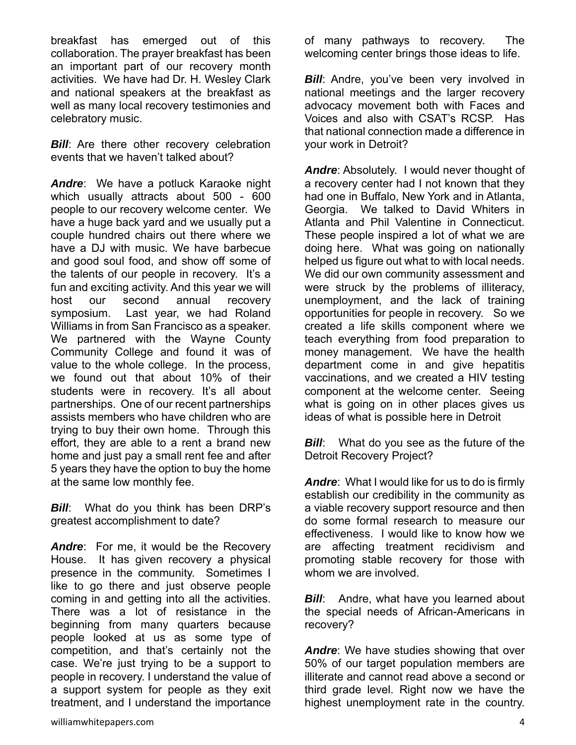breakfast has emerged out of this collaboration. The prayer breakfast has been an important part of our recovery month activities. We have had Dr. H. Wesley Clark and national speakers at the breakfast as well as many local recovery testimonies and celebratory music.

***Bill***: Are there other recovery celebration events that we haven't talked about?

***Andre***: We have a potluck Karaoke night which usually attracts about 500 - 600 people to our recovery welcome center. We have a huge back yard and we usually put a couple hundred chairs out there where we have a DJ with music. We have barbecue and good soul food, and show off some of the talents of our people in recovery. It's a fun and exciting activity. And this year we will host our second annual recovery symposium. Last year, we had Roland Williams in from San Francisco as a speaker. We partnered with the Wayne County Community College and found it was of value to the whole college. In the process, we found out that about 10% of their students were in recovery. It's all about partnerships. One of our recent partnerships assists members who have children who are trying to buy their own home. Through this effort, they are able to a rent a brand new home and just pay a small rent fee and after 5 years they have the option to buy the home at the same low monthly fee.

***Bill***: What do you think has been DRP's greatest accomplishment to date?

***Andre***: For me, it would be the Recovery House. It has given recovery a physical presence in the community. Sometimes I like to go there and just observe people coming in and getting into all the activities. There was a lot of resistance in the beginning from many quarters because people looked at us as some type of competition, and that's certainly not the case. We're just trying to be a support to people in recovery. I understand the value of a support system for people as they exit treatment, and I understand the importance of many pathways to recovery. The welcoming center brings those ideas to life.

***Bill***: Andre, you've been very involved in national meetings and the larger recovery advocacy movement both with Faces and Voices and also with CSAT's RCSP. Has that national connection made a difference in your work in Detroit?

***Andre***: Absolutely. I would never thought of a recovery center had I not known that they had one in Buffalo, New York and in Atlanta, Georgia. We talked to David Whiters in Atlanta and Phil Valentine in Connecticut. These people inspired a lot of what we are doing here. What was going on nationally helped us figure out what to with local needs. We did our own community assessment and were struck by the problems of illiteracy, unemployment, and the lack of training opportunities for people in recovery. So we created a life skills component where we teach everything from food preparation to money management. We have the health department come in and give hepatitis vaccinations, and we created a HIV testing component at the welcome center. Seeing what is going on in other places gives us ideas of what is possible here in Detroit

***Bill***: What do you see as the future of the Detroit Recovery Project?

***Andre***: What I would like for us to do is firmly establish our credibility in the community as a viable recovery support resource and then do some formal research to measure our effectiveness. I would like to know how we are affecting treatment recidivism and promoting stable recovery for those with whom we are involved.

***Bill***: Andre, what have you learned about the special needs of African-Americans in recovery?

***Andre***: We have studies showing that over 50% of our target population members are illiterate and cannot read above a second or third grade level. Right now we have the highest unemployment rate in the country.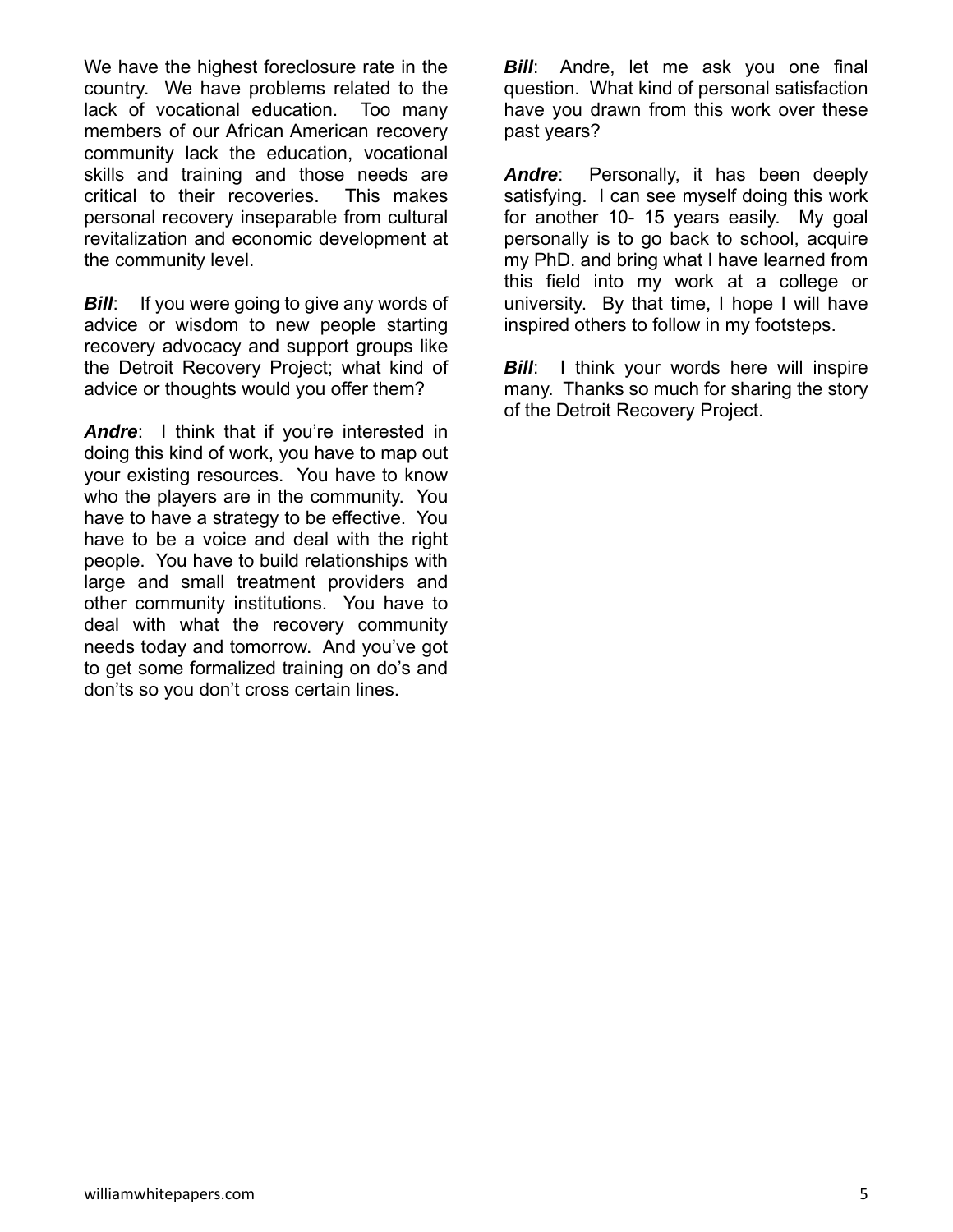We have the highest foreclosure rate in the country. We have problems related to the lack of vocational education. Too many members of our African American recovery community lack the education, vocational skills and training and those needs are critical to their recoveries. This makes personal recovery inseparable from cultural revitalization and economic development at the community level.

***Bill***: If you were going to give any words of advice or wisdom to new people starting recovery advocacy and support groups like the Detroit Recovery Project; what kind of advice or thoughts would you offer them?

***Andre***: I think that if you're interested in doing this kind of work, you have to map out your existing resources. You have to know who the players are in the community. You have to have a strategy to be effective. You have to be a voice and deal with the right people. You have to build relationships with large and small treatment providers and other community institutions. You have to deal with what the recovery community needs today and tomorrow. And you've got to get some formalized training on do's and don'ts so you don't cross certain lines.

***Bill***: Andre, let me ask you one final question. What kind of personal satisfaction have you drawn from this work over these past years?

***Andre***: Personally, it has been deeply satisfying. I can see myself doing this work for another 10- 15 years easily. My goal personally is to go back to school, acquire my PhD. and bring what I have learned from this field into my work at a college or university. By that time, I hope I will have inspired others to follow in my footsteps.

***Bill***: I think your words here will inspire many. Thanks so much for sharing the story of the Detroit Recovery Project.